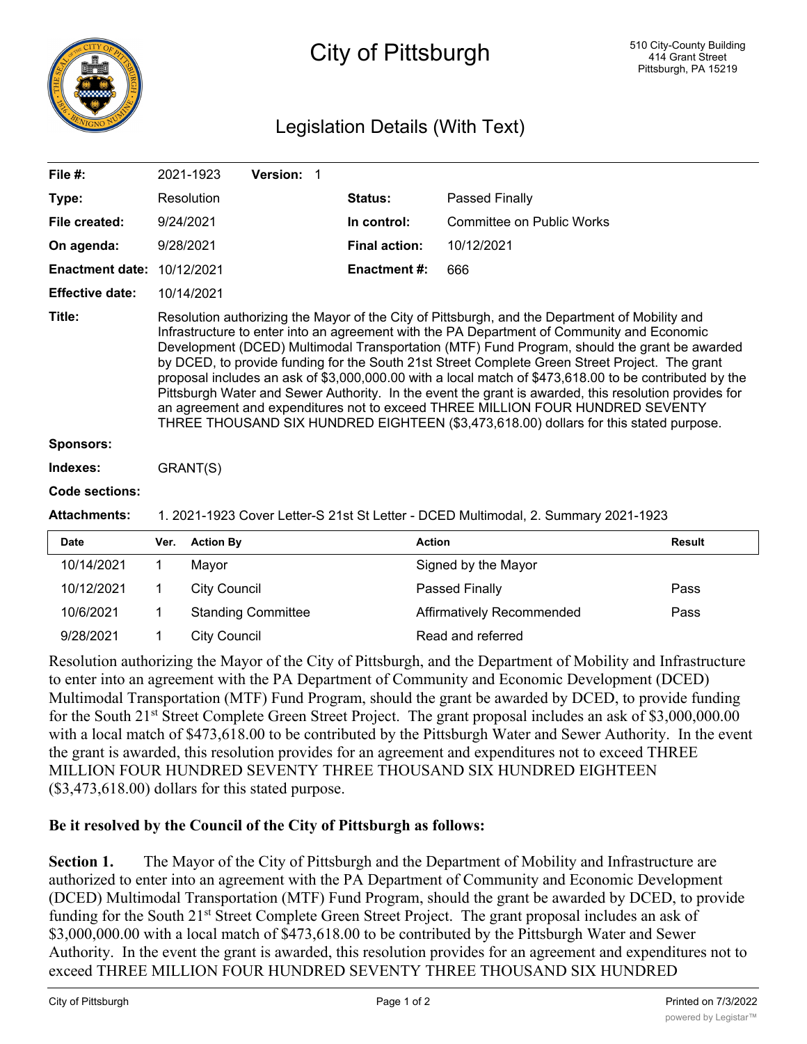# City of Pittsburgh

510 City-County Building
414 Grant Street
Pittsburgh, PA 15219

## Legislation Details (With Text)

| | | | |
|---|---|---|---|
| **File #:** | 2021-1923 **Version:** 1 | | |
| **Type:** | Resolution | **Status:** | Passed Finally |
| **File created:** | 9/24/2021 | **In control:** | Committee on Public Works |
| **On agenda:** | 9/28/2021 | **Final action:** | 10/12/2021 |
| **Enactment date:** | 10/12/2021 | **Enactment #:** | 666 |
| **Effective date:** | 10/14/2021 | | |

**Title:** Resolution authorizing the Mayor of the City of Pittsburgh, and the Department of Mobility and Infrastructure to enter into an agreement with the PA Department of Community and Economic Development (DCED) Multimodal Transportation (MTF) Fund Program, should the grant be awarded by DCED, to provide funding for the South 21st Street Complete Green Street Project. The grant proposal includes an ask of $3,000,000.00 with a local match of $473,618.00 to be contributed by the Pittsburgh Water and Sewer Authority. In the event the grant is awarded, this resolution provides for an agreement and expenditures not to exceed THREE MILLION FOUR HUNDRED SEVENTY THREE THOUSAND SIX HUNDRED EIGHTEEN ($3,473,618.00) dollars for this stated purpose.

**Sponsors:**

**Indexes:** GRANT(S)

**Code sections:**

**Attachments:** 1. 2021-1923 Cover Letter-S 21st St Letter - DCED Multimodal, 2. Summary 2021-1923

| Date | Ver. | Action By | Action | Result |
|---|---|---|---|---|
| 10/14/2021 | 1 | Mayor | Signed by the Mayor | |
| 10/12/2021 | 1 | City Council | Passed Finally | Pass |
| 10/6/2021 | 1 | Standing Committee | Affirmatively Recommended | Pass |
| 9/28/2021 | 1 | City Council | Read and referred | |

Resolution authorizing the Mayor of the City of Pittsburgh, and the Department of Mobility and Infrastructure to enter into an agreement with the PA Department of Community and Economic Development (DCED) Multimodal Transportation (MTF) Fund Program, should the grant be awarded by DCED, to provide funding for the South 21st Street Complete Green Street Project. The grant proposal includes an ask of $3,000,000.00 with a local match of $473,618.00 to be contributed by the Pittsburgh Water and Sewer Authority. In the event the grant is awarded, this resolution provides for an agreement and expenditures not to exceed THREE MILLION FOUR HUNDRED SEVENTY THREE THOUSAND SIX HUNDRED EIGHTEEN ($3,473,618.00) dollars for this stated purpose.

**Be it resolved by the Council of the City of Pittsburgh as follows:**

**Section 1.** The Mayor of the City of Pittsburgh and the Department of Mobility and Infrastructure are authorized to enter into an agreement with the PA Department of Community and Economic Development (DCED) Multimodal Transportation (MTF) Fund Program, should the grant be awarded by DCED, to provide funding for the South 21st Street Complete Green Street Project. The grant proposal includes an ask of $3,000,000.00 with a local match of $473,618.00 to be contributed by the Pittsburgh Water and Sewer Authority. In the event the grant is awarded, this resolution provides for an agreement and expenditures not to exceed THREE MILLION FOUR HUNDRED SEVENTY THREE THOUSAND SIX HUNDRED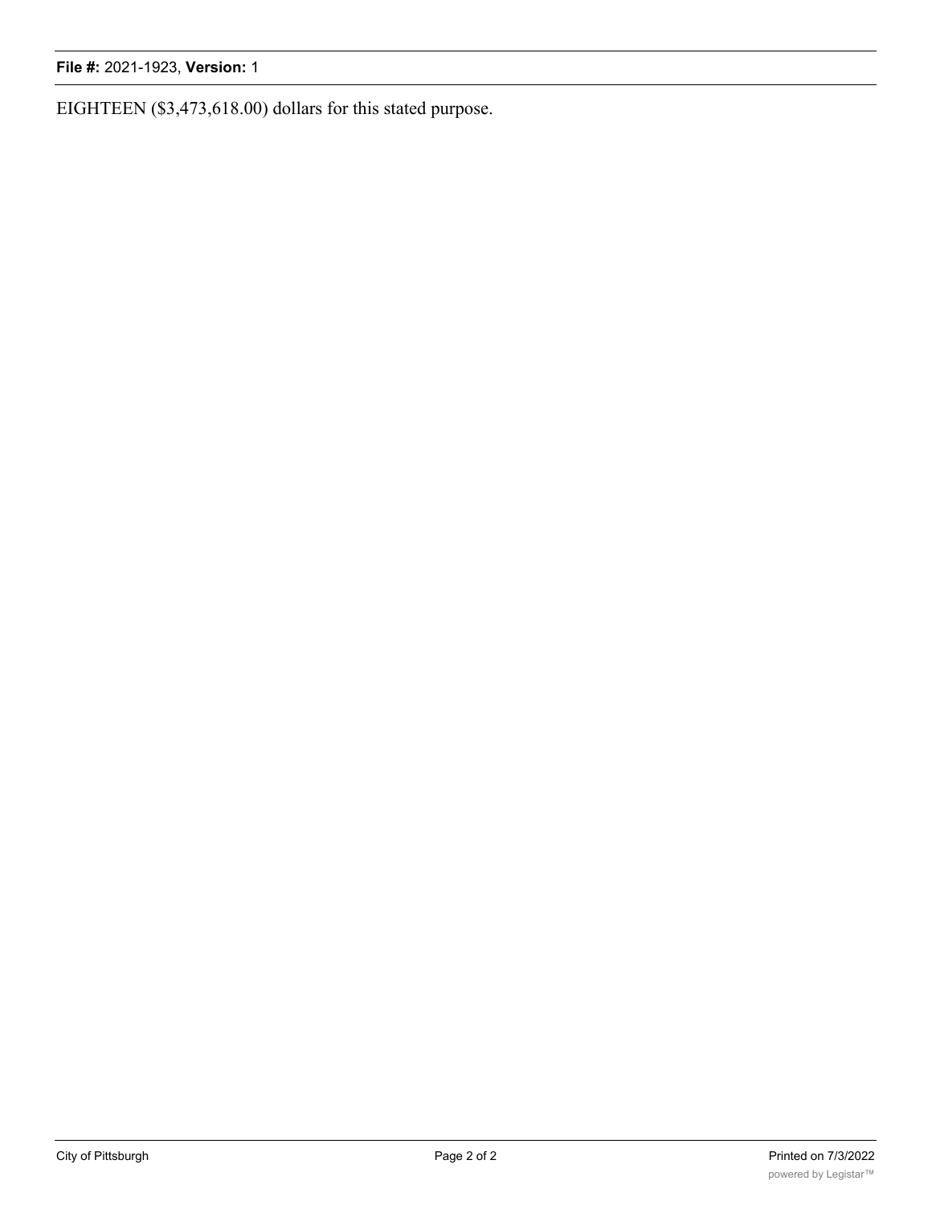EIGHTEEN ($3,473,618.00) dollars for this stated purpose.